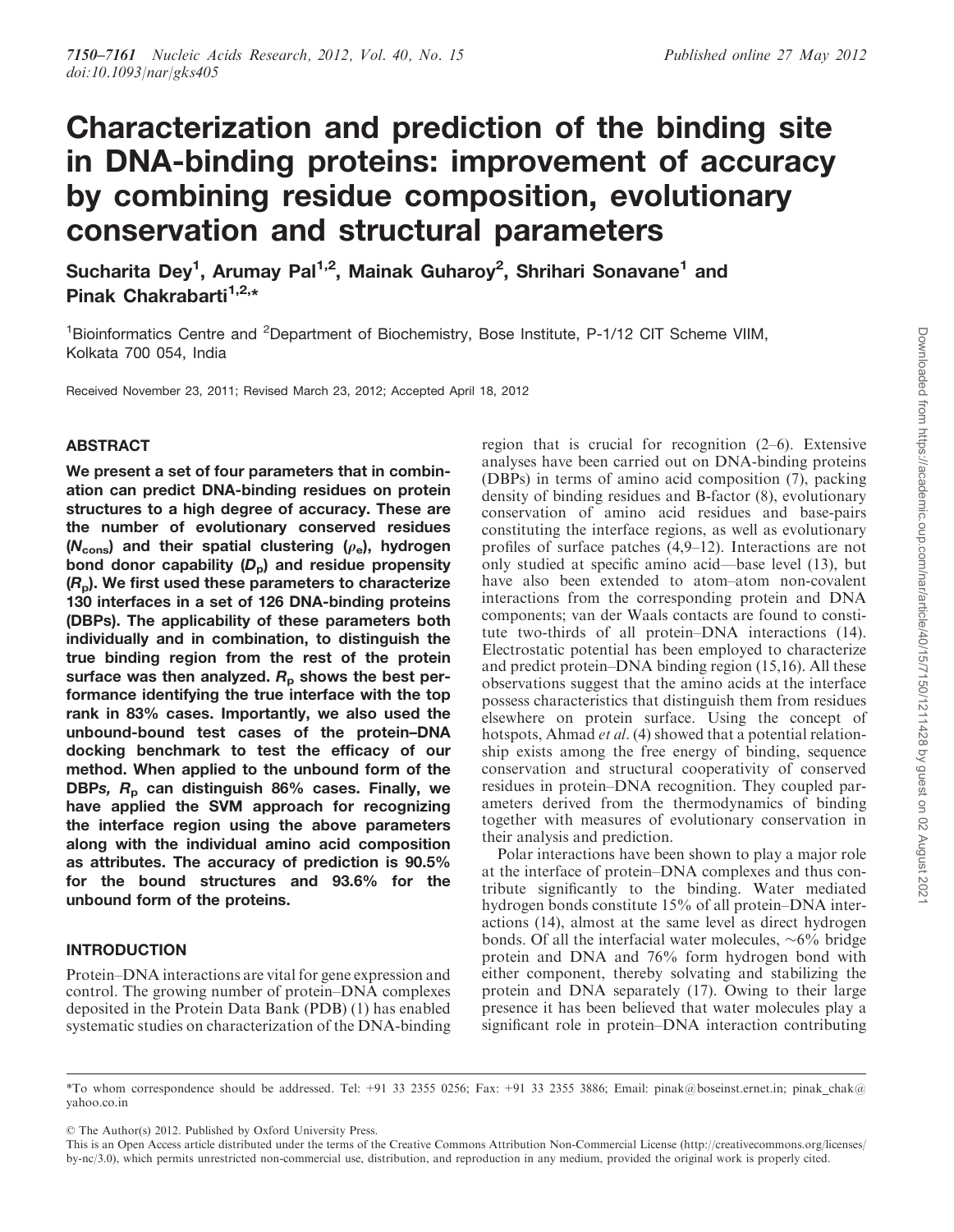# Characterization and prediction of the binding site in DNA-binding proteins: improvement of accuracy by combining residue composition, evolutionary conservation and structural parameters

Sucharita Dey[1], Arumay Pal[1,2], Mainak Guharoy[2], Shrihari Sonavane[1] and Pinak Chakrabarti[1,2,*]

[1]Bioinformatics Centre and [2]Department of Biochemistry, Bose Institute, P-1/12 CIT Scheme VIIM, Kolkata 700 054, India

Received November 23, 2011; Revised March 23, 2012; Accepted April 18, 2012

## ABSTRACT

**We present a set of four parameters that in combination can predict DNA-binding residues on protein structures to a high degree of accuracy. These are the number of evolutionary conserved residues ($N_{cons}$) and their spatial clustering ($\rho_e$), hydrogen bond donor capability ($D_p$) and residue propensity ($R_p$). We first used these parameters to characterize 130 interfaces in a set of 126 DNA-binding proteins (DBPs). The applicability of these parameters both individually and in combination, to distinguish the true binding region from the rest of the protein surface was then analyzed. $R_p$ shows the best performance identifying the true interface with the top rank in 83% cases. Importantly, we also used the unbound-bound test cases of the protein–DNA docking benchmark to test the efficacy of our method. When applied to the unbound form of the DBPs, $R_p$ can distinguish 86% cases. Finally, we have applied the SVM approach for recognizing the interface region using the above parameters along with the individual amino acid composition as attributes. The accuracy of prediction is 90.5% for the bound structures and 93.6% for the unbound form of the proteins.**

## INTRODUCTION

Protein–DNA interactions are vital for gene expression and control. The growing number of protein–DNA complexes deposited in the Protein Data Bank (PDB) (1) has enabled systematic studies on characterization of the DNA-binding region that is crucial for recognition (2–6). Extensive analyses have been carried out on DNA-binding proteins (DBPs) in terms of amino acid composition (7), packing density of binding residues and B-factor (8), evolutionary conservation of amino acid residues and base-pairs constituting the interface regions, as well as evolutionary profiles of surface patches (4,9–12). Interactions are not only studied at specific amino acid—base level (13), but have also been extended to atom–atom non-covalent interactions from the corresponding protein and DNA components; van der Waals contacts are found to constitute two-thirds of all protein–DNA interactions (14). Electrostatic potential has been employed to characterize and predict protein–DNA binding region (15,16). All these observations suggest that the amino acids at the interface possess characteristics that distinguish them from residues elsewhere on protein surface. Using the concept of hotspots, Ahmad *et al.* (4) showed that a potential relationship exists among the free energy of binding, sequence conservation and structural cooperativity of conserved residues in protein–DNA recognition. They coupled parameters derived from the thermodynamics of binding together with measures of evolutionary conservation in their analysis and prediction.

Polar interactions have been shown to play a major role at the interface of protein–DNA complexes and thus contribute significantly to the binding. Water mediated hydrogen bonds constitute 15% of all protein–DNA interactions (14), almost at the same level as direct hydrogen bonds. Of all the interfacial water molecules, ~6% bridge protein and DNA and 76% form hydrogen bond with either component, thereby solvating and stabilizing the protein and DNA separately (17). Owing to their large presence it has been believed that water molecules play a significant role in protein–DNA interaction contributing

*To whom correspondence should be addressed. Tel: +91 33 2355 0256; Fax: +91 33 2355 3886; Email: pinak@boseinst.ernet.in; pinak_chak@yahoo.co.in

© The Author(s) 2012. Published by Oxford University Press.

This is an Open Access article distributed under the terms of the Creative Commons Attribution Non-Commercial License (http://creativecommons.org/licenses/by-nc/3.0), which permits unrestricted non-commercial use, distribution, and reproduction in any medium, provided the original work is properly cited.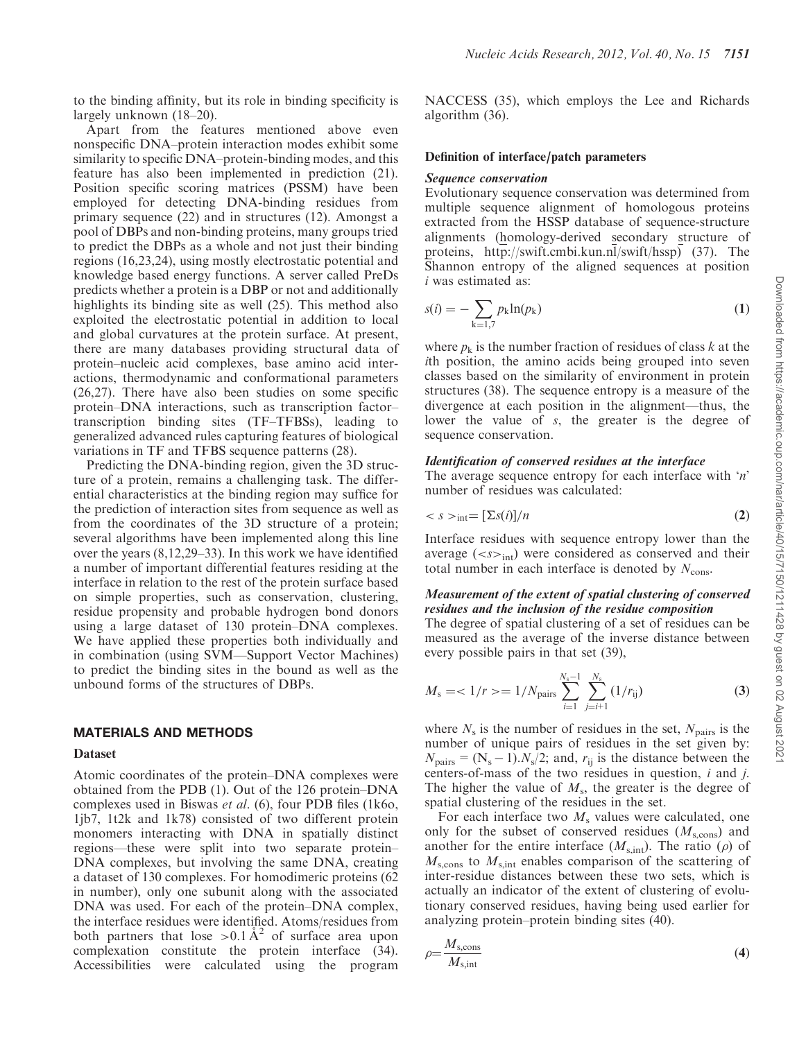to the binding affinity, but its role in binding specificity is largely unknown (18–20).

Apart from the features mentioned above even nonspecific DNA–protein interaction modes exhibit some similarity to specific DNA–protein-binding modes, and this feature has also been implemented in prediction (21). Position specific scoring matrices (PSSM) have been employed for detecting DNA-binding residues from primary sequence (22) and in structures (12). Amongst a pool of DBPs and non-binding proteins, many groups tried to predict the DBPs as a whole and not just their binding regions (16,23,24), using mostly electrostatic potential and knowledge based energy functions. A server called PreDs predicts whether a protein is a DBP or not and additionally highlights its binding site as well (25). This method also exploited the electrostatic potential in addition to local and global curvatures at the protein surface. At present, there are many databases providing structural data of protein–nucleic acid complexes, base amino acid interactions, thermodynamic and conformational parameters (26,27). There have also been studies on some specific protein–DNA interactions, such as transcription factor–transcription binding sites (TF–TFBSs), leading to generalized advanced rules capturing features of biological variations in TF and TFBS sequence patterns (28).

Predicting the DNA-binding region, given the 3D structure of a protein, remains a challenging task. The differential characteristics at the binding region may suffice for the prediction of interaction sites from sequence as well as from the coordinates of the 3D structure of a protein; several algorithms have been implemented along this line over the years (8,12,29–33). In this work we have identified a number of important differential features residing at the interface in relation to the rest of the protein surface based on simple properties, such as conservation, clustering, residue propensity and probable hydrogen bond donors using a large dataset of 130 protein–DNA complexes. We have applied these properties both individually and in combination (using SVM—Support Vector Machines) to predict the binding sites in the bound as well as the unbound forms of the structures of DBPs.

## MATERIALS AND METHODS

### Dataset

Atomic coordinates of the protein–DNA complexes were obtained from the PDB (1). Out of the 126 protein–DNA complexes used in Biswas *et al*. (6), four PDB files (1k6o, 1jb7, 1t2k and 1k78) consisted of two different protein monomers interacting with DNA in spatially distinct regions—these were split into two separate protein–DNA complexes, but involving the same DNA, creating a dataset of 130 complexes. For homodimeric proteins (62 in number), only one subunit along with the associated DNA was used. For each of the protein–DNA complex, the interface residues were identified. Atoms/residues from both partners that lose $>0.1\,\text{Å}^2$ of surface area upon complexation constitute the protein interface (34). Accessibilities were calculated using the program NACCESS (35), which employs the Lee and Richards algorithm (36).

### Definition of interface/patch parameters

#### *Sequence conservation*

Evolutionary sequence conservation was determined from multiple sequence alignment of homologous proteins extracted from the HSSP database of sequence-structure alignments (homology-derived secondary structure of proteins, http://swift.cmbi.kun.nl/swift/hssp) (37). The Shannon entropy of the aligned sequences at position $i$ was estimated as:

$$s(i) = -\sum_{k=1,7} p_k \ln(p_k) \quad (1)$$

where $p_k$ is the number fraction of residues of class $k$ at the $i$th position, the amino acids being grouped into seven classes based on the similarity of environment in protein structures (38). The sequence entropy is a measure of the divergence at each position in the alignment—thus, the lower the value of $s$, the greater is the degree of sequence conservation.

#### *Identification of conserved residues at the interface*

The average sequence entropy for each interface with '$n$' number of residues was calculated:

$$< s >_{\text{int}} = [\Sigma s(i)]/n \quad (2)$$

Interface residues with sequence entropy lower than the average ($<s>_{\text{int}}$) were considered as conserved and their total number in each interface is denoted by $N_{\text{cons}}$.

#### *Measurement of the extent of spatial clustering of conserved residues and the inclusion of the residue composition*

The degree of spatial clustering of a set of residues can be measured as the average of the inverse distance between every possible pairs in that set (39),

$$M_s = < 1/r > = 1/N_{\text{pairs}} \sum_{i=1}^{N_s-1} \sum_{j=i+1}^{N_s} (1/r_{ij}) \quad (3)$$

where $N_s$ is the number of residues in the set, $N_{\text{pairs}}$ is the number of unique pairs of residues in the set given by: $N_{\text{pairs}} = (N_s - 1).N_s/2$; and, $r_{ij}$ is the distance between the centers-of-mass of the two residues in question, $i$ and $j$. The higher the value of $M_s$, the greater is the degree of spatial clustering of the residues in the set.

For each interface two $M_s$ values were calculated, one only for the subset of conserved residues ($M_{s,\text{cons}}$) and another for the entire interface ($M_{s,\text{int}}$). The ratio ($\rho$) of $M_{s,\text{cons}}$ to $M_{s,\text{int}}$ enables comparison of the scattering of inter-residue distances between these two sets, which is actually an indicator of the extent of clustering of evolutionary conserved residues, having being used earlier for analyzing protein–protein binding sites (40).

$$\rho = \frac{M_{s,\text{cons}}}{M_{s,\text{int}}} \quad (4)$$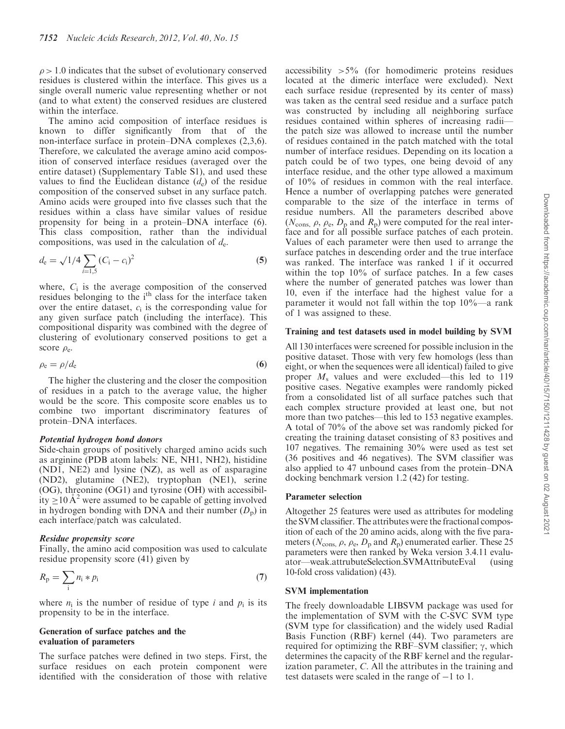$\rho > 1.0$ indicates that the subset of evolutionary conserved residues is clustered within the interface. This gives us a single overall numeric value representing whether or not (and to what extent) the conserved residues are clustered within the interface.

The amino acid composition of interface residues is known to differ significantly from that of the non-interface surface in protein–DNA complexes (2,3,6). Therefore, we calculated the average amino acid composition of conserved interface residues (averaged over the entire dataset) (Supplementary Table S1), and used these values to find the Euclidean distance ($d_e$) of the residue composition of the conserved subset in any surface patch. Amino acids were grouped into five classes such that the residues within a class have similar values of residue propensity for being in a protein–DNA interface (6). This class composition, rather than the individual compositions, was used in the calculation of $d_e$.

$$d_e = \sqrt{1/4 \sum_{i=1,5} (C_i - c_i)^2} \tag{5}$$

where, $C_i$ is the average composition of the conserved residues belonging to the i$^{th}$ class for the interface taken over the entire dataset, $c_i$ is the corresponding value for any given surface patch (including the interface). This compositional disparity was combined with the degree of clustering of evolutionary conserved positions to get a score $\rho_e$.

$$\rho_e = \rho / d_e \tag{6}$$

The higher the clustering and the closer the composition of residues in a patch to the average value, the higher would be the score. This composite score enables us to combine two important discriminatory features of protein–DNA interfaces.

#### *Potential hydrogen bond donors*

Side-chain groups of positively charged amino acids such as arginine (PDB atom labels: NE, NH1, NH2), histidine (ND1, NE2) and lysine (NZ), as well as of asparagine (ND2), glutamine (NE2), tryptophan (NE1), serine (OG), threonine (OG1) and tyrosine (OH) with accessibility $\geq 10\,\text{Å}^2$ were assumed to be capable of getting involved in hydrogen bonding with DNA and their number ($D_p$) in each interface/patch was calculated.

#### *Residue propensity score*

Finally, the amino acid composition was used to calculate residue propensity score (41) given by

$$R_p = \sum_i n_i * p_i \tag{7}$$

where $n_i$ is the number of residue of type $i$ and $p_i$ is its propensity to be in the interface.

### Generation of surface patches and the evaluation of parameters

The surface patches were defined in two steps. First, the surface residues on each protein component were identified with the consideration of those with relative accessibility >5% (for homodimeric proteins residues located at the dimeric interface were excluded). Next each surface residue (represented by its center of mass) was taken as the central seed residue and a surface patch was constructed by including all neighboring surface residues contained within spheres of increasing radii—the patch size was allowed to increase until the number of residues contained in the patch matched with the total number of interface residues. Depending on its location a patch could be of two types, one being devoid of any interface residue, and the other type allowed a maximum of 10% of residues in common with the real interface. Hence a number of overlapping patches were generated comparable to the size of the interface in terms of residue numbers. All the parameters described above ($N_{cons}$, $\rho$, $\rho_e$, $D_p$ and $R_p$) were computed for the real interface and for all possible surface patches of each protein. Values of each parameter were then used to arrange the surface patches in descending order and the true interface was ranked. The interface was ranked 1 if it occurred within the top 10% of surface patches. In a few cases where the number of generated patches was lower than 10, even if the interface had the highest value for a parameter it would not fall within the top 10%—a rank of 1 was assigned to these.

### Training and test datasets used in model building by SVM

All 130 interfaces were screened for possible inclusion in the positive dataset. Those with very few homologs (less than eight, or when the sequences were all identical) failed to give proper $M_s$ values and were excluded—this led to 119 positive cases. Negative examples were randomly picked from a consolidated list of all surface patches such that each complex structure provided at least one, but not more than two patches—this led to 153 negative examples. A total of 70% of the above set was randomly picked for creating the training dataset consisting of 83 positives and 107 negatives. The remaining 30% were used as test set (36 positives and 46 negatives). The SVM classifier was also applied to 47 unbound cases from the protein–DNA docking benchmark version 1.2 (42) for testing.

### Parameter selection

Altogether 25 features were used as attributes for modeling the SVM classifier. The attributes were the fractional composition of each of the 20 amino acids, along with the five parameters ($N_{cons}$, $\rho$, $\rho_e$, $D_p$ and $R_p$) enumerated earlier. These 25 parameters were then ranked by Weka version 3.4.11 evaluator—weak.attrubuteSelection.SVMAttributeEval (using 10-fold cross validation) (43).

### SVM implementation

The freely downloadable LIBSVM package was used for the implementation of SVM with the C-SVC SVM type (SVM type for classification) and the widely used Radial Basis Function (RBF) kernel (44). Two parameters are required for optimizing the RBF–SVM classifier; $\gamma$, which determines the capacity of the RBF kernel and the regularization parameter, $C$. All the attributes in the training and test datasets were scaled in the range of $-1$ to 1.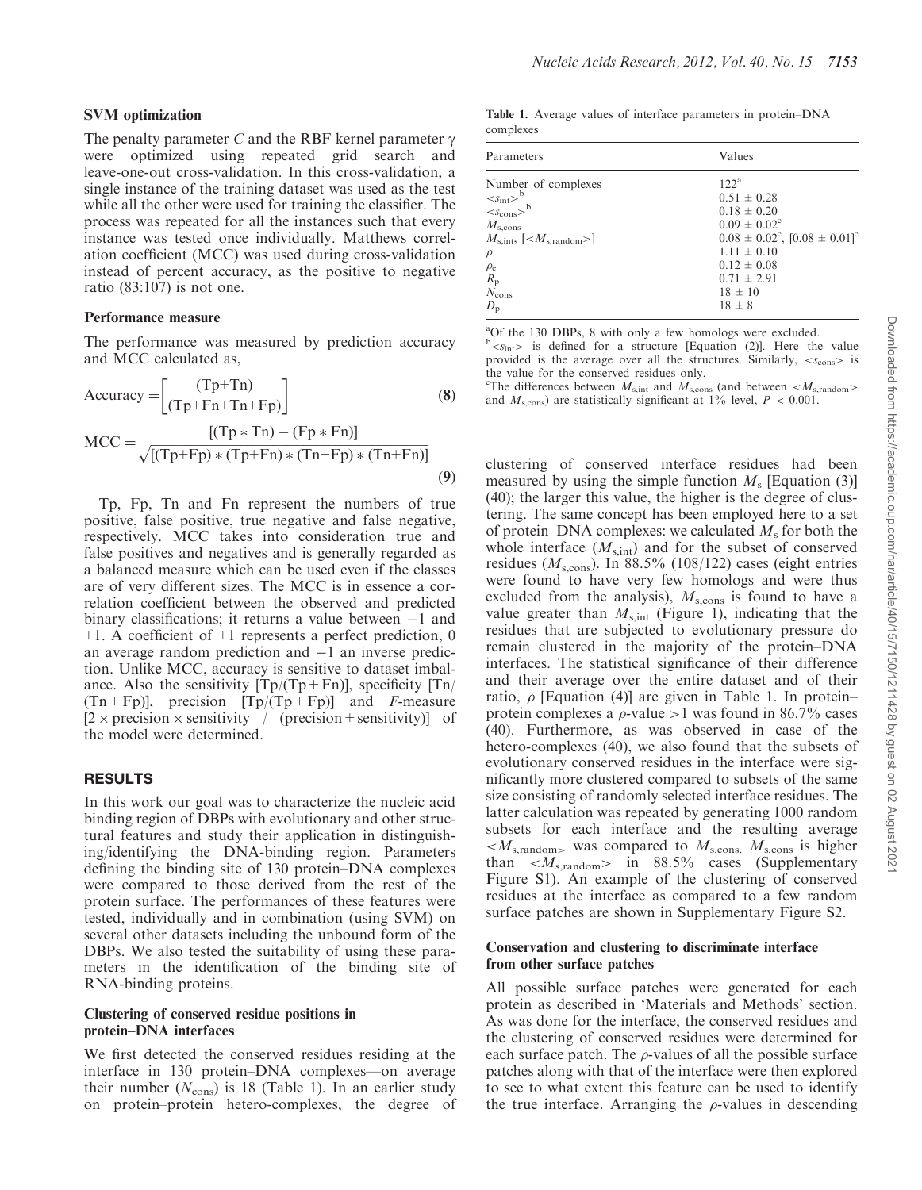### SVM optimization

The penalty parameter $C$ and the RBF kernel parameter $\gamma$ were optimized using repeated grid search and leave-one-out cross-validation. In this cross-validation, a single instance of the training dataset was used as the test while all the other were used for training the classifier. The process was repeated for all the instances such that every instance was tested once individually. Matthews correlation coefficient (MCC) was used during cross-validation instead of percent accuracy, as the positive to negative ratio (83:107) is not one.

### Performance measure

The performance was measured by prediction accuracy and MCC calculated as,

$$\text{Accuracy} = \left[\frac{(\text{Tp}+\text{Tn})}{(\text{Tp}+\text{Fn}+\text{Tn}+\text{Fp})}\right] \quad \textbf{(8)}$$

$$\text{MCC} = \frac{[(\text{Tp} * \text{Tn}) - (\text{Fp} * \text{Fn})]}{\sqrt{[(\text{Tp}+\text{Fp}) * (\text{Tp}+\text{Fn}) * (\text{Tn}+\text{Fp}) * (\text{Tn}+\text{Fn})]}} \quad \textbf{(9)}$$

Tp, Fp, Tn and Fn represent the numbers of true positive, false positive, true negative and false negative, respectively. MCC takes into consideration true and false positives and negatives and is generally regarded as a balanced measure which can be used even if the classes are of very different sizes. The MCC is in essence a correlation coefficient between the observed and predicted binary classifications; it returns a value between −1 and +1. A coefficient of +1 represents a perfect prediction, 0 an average random prediction and −1 an inverse prediction. Unlike MCC, accuracy is sensitive to dataset imbalance. Also the sensitivity [Tp/(Tp + Fn)], specificity [Tn/(Tn + Fp)], precision [Tp/(Tp + Fp)] and *F*-measure [2 × precision × sensitivity / (precision + sensitivity)] of the model were determined.

## RESULTS

In this work our goal was to characterize the nucleic acid binding region of DBPs with evolutionary and other structural features and study their application in distinguishing/identifying the DNA-binding region. Parameters defining the binding site of 130 protein–DNA complexes were compared to those derived from the rest of the protein surface. The performances of these features were tested, individually and in combination (using SVM) on several other datasets including the unbound form of the DBPs. We also tested the suitability of using these parameters in the identification of the binding site of RNA-binding proteins.

### Clustering of conserved residue positions in protein–DNA interfaces

We first detected the conserved residues residing at the interface in 130 protein–DNA complexes—on average their number ($N_{cons}$) is 18 (Table 1). In an earlier study on protein–protein hetero-complexes, the degree of clustering of conserved interface residues had been measured by using the simple function $M_s$ [Equation (3)] (40); the larger this value, the higher is the degree of clustering. The same concept has been employed here to a set of protein–DNA complexes: we calculated $M_s$ for both the whole interface ($M_{s,int}$) and for the subset of conserved residues ($M_{s,cons}$). In 88.5% (108/122) cases (eight entries were found to have very few homologs and were thus excluded from the analysis), $M_{s,cons}$ is found to have a value greater than $M_{s,int}$ (Figure 1), indicating that the residues that are subjected to evolutionary pressure do remain clustered in the majority of the protein–DNA interfaces. The statistical significance of their difference and their average over the entire dataset and of their ratio, $\rho$ [Equation (4)] are given in Table 1. In protein–protein complexes a $\rho$-value >1 was found in 86.7% cases (40). Furthermore, as was observed in case of the hetero-complexes (40), we also found that the subsets of evolutionary conserved residues in the interface were significantly more clustered compared to subsets of the same size consisting of randomly selected interface residues. The latter calculation was repeated by generating 1000 random subsets for each interface and the resulting average $\langle M_{s,random} \rangle$ was compared to $M_{s,cons}$. $M_{s,cons}$ is higher than $\langle M_{s,random} \rangle$ in 88.5% cases (Supplementary Figure S1). An example of the clustering of conserved residues at the interface as compared to a few random surface patches are shown in Supplementary Figure S2.

**Table 1.** Average values of interface parameters in protein–DNA complexes

| Parameters | Values |
|---|---|
| Number of complexes | 122[a] |
| $\langle s_{int} \rangle$[b] | 0.51 ± 0.28 |
| $\langle s_{cons} \rangle$[b] | 0.18 ± 0.20 |
| $M_{s,cons}$ | 0.09 ± 0.02[c] |
| $M_{s,int}$, [$\langle M_{s,random} \rangle$] | 0.08 ± 0.02[c], [0.08 ± 0.01][c] |
| $\rho$ | 1.11 ± 0.10 |
| $\rho_c$ | 0.12 ± 0.08 |
| $R_p$ | 0.71 ± 2.91 |
| $N_{cons}$ | 18 ± 10 |
| $D_p$ | 18 ± 8 |

[a]Of the 130 DBPs, 8 with only a few homologs were excluded.
[b]$\langle s_{int} \rangle$ is defined for a structure [Equation (2)]. Here the value provided is the average over all the structures. Similarly, $\langle s_{cons} \rangle$ is the value for the conserved residues only.
[c]The differences between $M_{s,int}$ and $M_{s,cons}$ (and between $\langle M_{s,random} \rangle$ and $M_{s,cons}$) are statistically significant at 1% level, $P < 0.001$.

### Conservation and clustering to discriminate interface from other surface patches

All possible surface patches were generated for each protein as described in 'Materials and Methods' section. As was done for the interface, the conserved residues and the clustering of conserved residues were determined for each surface patch. The $\rho$-values of all the possible surface patches along with that of the interface were then explored to see to what extent this feature can be used to identify the true interface. Arranging the $\rho$-values in descending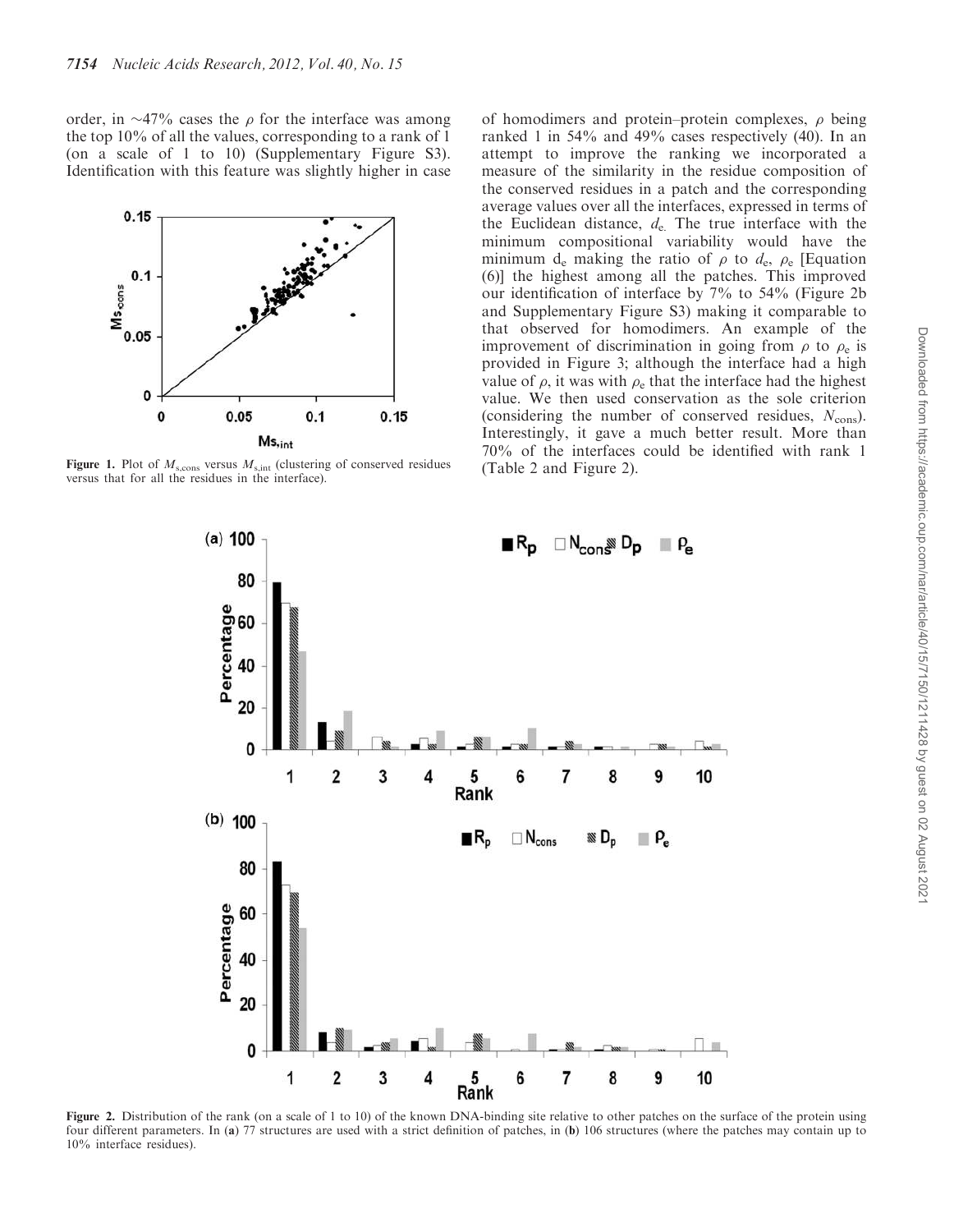order, in ~47% cases the $\rho$ for the interface was among the top 10% of all the values, corresponding to a rank of 1 (on a scale of 1 to 10) (Supplementary Figure S3). Identification with this feature was slightly higher in case of homodimers and protein–protein complexes, $\rho$ being ranked 1 in 54% and 49% cases respectively (40). In an attempt to improve the ranking we incorporated a measure of the similarity in the residue composition of the conserved residues in a patch and the corresponding average values over all the interfaces, expressed in terms of the Euclidean distance, $d_e$. The true interface with the minimum compositional variability would have the minimum $d_e$ making the ratio of $\rho$ to $d_e$, $\rho_e$ [Equation (6)] the highest among all the patches. This improved our identification of interface by 7% to 54% (Figure 2b and Supplementary Figure S3) making it comparable to that observed for homodimers. An example of the improvement of discrimination in going from $\rho$ to $\rho_e$ is provided in Figure 3; although the interface had a high value of $\rho$, it was with $\rho_e$ that the interface had the highest value. We then used conservation as the sole criterion (considering the number of conserved residues, $N_{cons}$). Interestingly, it gave a much better result. More than 70% of the interfaces could be identified with rank 1 (Table 2 and Figure 2).

**Figure 1.** Plot of $M_{s,cons}$ versus $M_{s,int}$ (clustering of conserved residues versus that for all the residues in the interface).

**Figure 2.** Distribution of the rank (on a scale of 1 to 10) of the known DNA-binding site relative to other patches on the surface of the protein using four different parameters. In (**a**) 77 structures are used with a strict definition of patches, in (**b**) 106 structures (where the patches may contain up to 10% interface residues).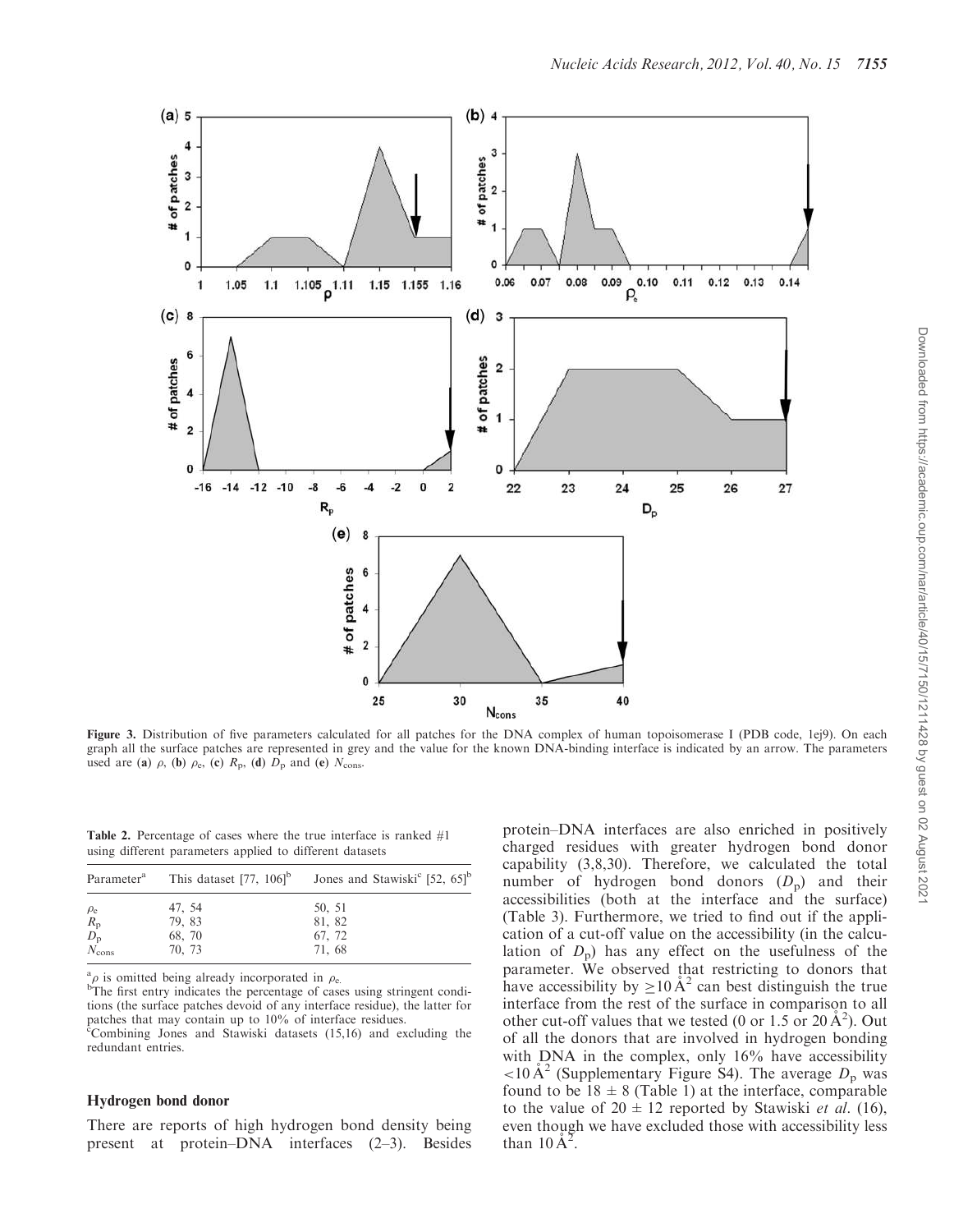**Figure 3.** Distribution of five parameters calculated for all patches for the DNA complex of human topoisomerase I (PDB code, 1ej9). On each graph all the surface patches are represented in grey and the value for the known DNA-binding interface is indicated by an arrow. The parameters used are (**a**) $\rho$, (**b**) $\rho_e$, (**c**) $R_p$, (**d**) $D_p$ and (**e**) $N_{cons}$.

**Table 2.** Percentage of cases where the true interface is ranked #1 using different parameters applied to different datasets

| Parameter[a] | This dataset [77, 106][b] | Jones and Stawiski[c] [52, 65][b] |
|---|---|---|
| $\rho_e$ | 47, 54 | 50, 51 |
| $R_p$ | 79, 83 | 81, 82 |
| $D_p$ | 68, 70 | 67, 72 |
| $N_{cons}$ | 70, 73 | 71, 68 |

[a] $\rho$ is omitted being already incorporated in $\rho_e$.
[b] The first entry indicates the percentage of cases using stringent conditions (the surface patches devoid of any interface residue), the latter for patches that may contain up to 10% of interface residues.
[c] Combining Jones and Stawiski datasets (15,16) and excluding the redundant entries.

### Hydrogen bond donor

There are reports of high hydrogen bond density being present at protein–DNA interfaces (2–3). Besides protein–DNA interfaces are also enriched in positively charged residues with greater hydrogen bond donor capability (3,8,30). Therefore, we calculated the total number of hydrogen bond donors ($D_p$) and their accessibilities (both at the interface and the surface) (Table 3). Furthermore, we tried to find out if the application of a cut-off value on the accessibility (in the calculation of $D_p$) has any effect on the usefulness of the parameter. We observed that restricting to donors that have accessibility by $\geq 10\,\text{Å}^2$ can best distinguish the true interface from the rest of the surface in comparison to all other cut-off values that we tested (0 or 1.5 or $20\,\text{Å}^2$). Out of all the donors that are involved in hydrogen bonding with DNA in the complex, only 16% have accessibility $< 10\,\text{Å}^2$ (Supplementary Figure S4). The average $D_p$ was found to be $18 \pm 8$ (Table 1) at the interface, comparable to the value of $20 \pm 12$ reported by Stawiski *et al.* (16), even though we have excluded those with accessibility less than $10\,\text{Å}^2$.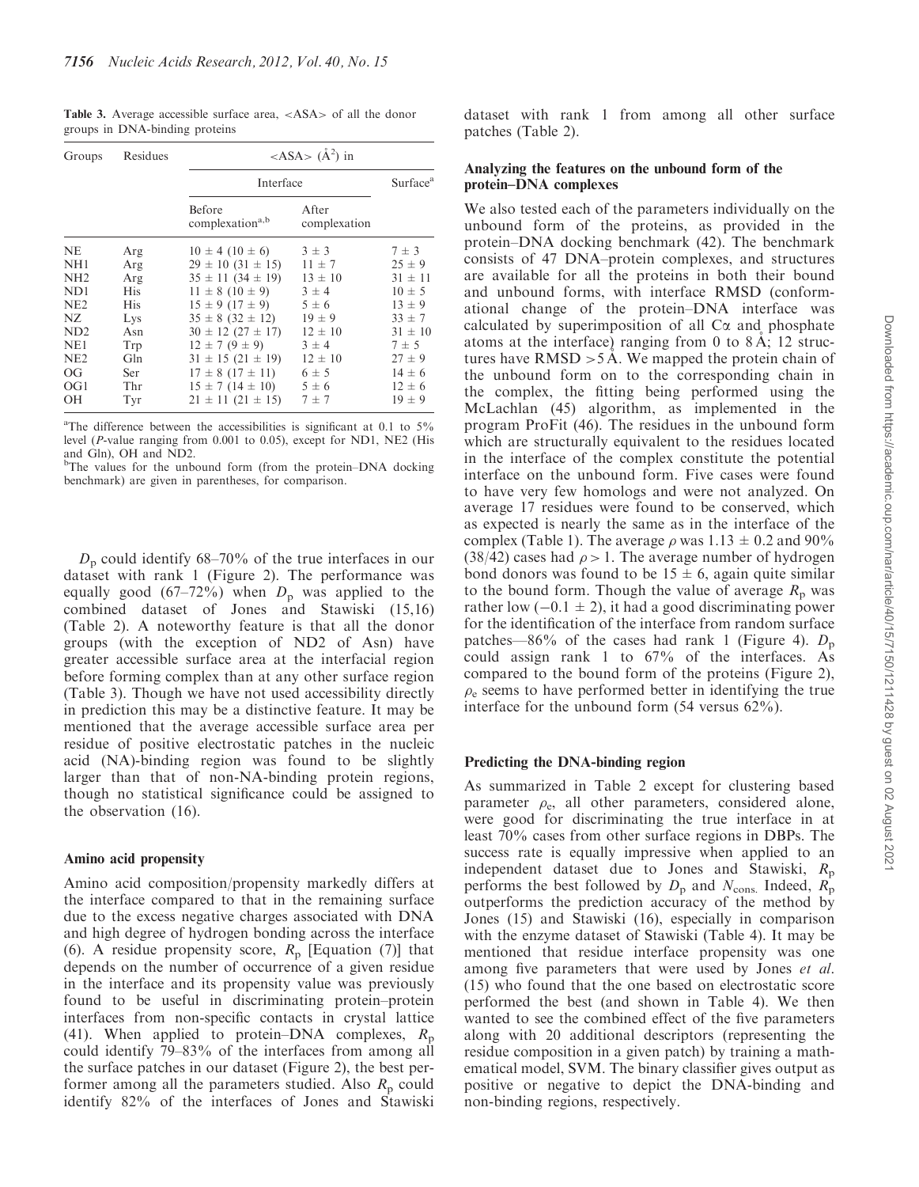**Table 3.** Average accessible surface area, <ASA> of all the donor groups in DNA-binding proteins

| Groups | Residues | <ASA> ($\text{Å}^2$) in | | |
|---|---|---|---|---|
| | | Interface | | Surface[a] |
| | | Before complexation[a,b] | After complexation | |
| NE | Arg | 10 ± 4 (10 ± 6) | 3 ± 3 | 7 ± 3 |
| NH1 | Arg | 29 ± 10 (31 ± 15) | 11 ± 7 | 25 ± 9 |
| NH2 | Arg | 35 ± 11 (34 ± 19) | 13 ± 10 | 31 ± 11 |
| ND1 | His | 11 ± 8 (10 ± 9) | 3 ± 4 | 10 ± 5 |
| NE2 | His | 15 ± 9 (17 ± 9) | 5 ± 6 | 13 ± 9 |
| NZ | Lys | 35 ± 8 (32 ± 12) | 19 ± 9 | 33 ± 7 |
| ND2 | Asn | 30 ± 12 (27 ± 17) | 12 ± 10 | 31 ± 10 |
| NE1 | Trp | 12 ± 7 (9 ± 9) | 3 ± 4 | 7 ± 5 |
| NE2 | Gln | 31 ± 15 (21 ± 19) | 12 ± 10 | 27 ± 9 |
| OG | Ser | 17 ± 8 (17 ± 11) | 6 ± 5 | 14 ± 6 |
| OG1 | Thr | 15 ± 7 (14 ± 10) | 5 ± 6 | 12 ± 6 |
| OH | Tyr | 21 ± 11 (21 ± 15) | 7 ± 7 | 19 ± 9 |

[a]The difference between the accessibilities is significant at 0.1 to 5% level ($P$-value ranging from 0.001 to 0.05), except for ND1, NE2 (His and Gln), OH and ND2.

[b]The values for the unbound form (from the protein–DNA docking benchmark) are given in parentheses, for comparison.

$D_p$ could identify 68–70% of the true interfaces in our dataset with rank 1 (Figure 2). The performance was equally good (67–72%) when $D_p$ was applied to the combined dataset of Jones and Stawiski (15,16) (Table 2). A noteworthy feature is that all the donor groups (with the exception of ND2 of Asn) have greater accessible surface area at the interfacial region before forming complex than at any other surface region (Table 3). Though we have not used accessibility directly in prediction this may be a distinctive feature. It may be mentioned that the average accessible surface area per residue of positive electrostatic patches in the nucleic acid (NA)-binding region was found to be slightly larger than that of non-NA-binding protein regions, though no statistical significance could be assigned to the observation (16).

### Amino acid propensity

Amino acid composition/propensity markedly differs at the interface compared to that in the remaining surface due to the excess negative charges associated with DNA and high degree of hydrogen bonding across the interface (6). A residue propensity score, $R_p$ [Equation (7)] that depends on the number of occurrence of a given residue in the interface and its propensity value was previously found to be useful in discriminating protein–protein interfaces from non-specific contacts in crystal lattice (41). When applied to protein–DNA complexes, $R_p$ could identify 79–83% of the interfaces from among all the surface patches in our dataset (Figure 2), the best performer among all the parameters studied. Also $R_p$ could identify 82% of the interfaces of Jones and Stawiski dataset with rank 1 from among all other surface patches (Table 2).

### Analyzing the features on the unbound form of the protein–DNA complexes

We also tested each of the parameters individually on the unbound form of the proteins, as provided in the protein–DNA docking benchmark (42). The benchmark consists of 47 DNA–protein complexes, and structures are available for all the proteins in both their bound and unbound forms, with interface RMSD (conformational change of the protein–DNA interface was calculated by superimposition of all Cα and phosphate atoms at the interface) ranging from 0 to 8 Å; 12 structures have RMSD >5 Å. We mapped the protein chain of the unbound form on to the corresponding chain in the complex, the fitting being performed using the McLachlan (45) algorithm, as implemented in the program ProFit (46). The residues in the unbound form which are structurally equivalent to the residues located in the interface of the complex constitute the potential interface on the unbound form. Five cases were found to have very few homologs and were not analyzed. On average 17 residues were found to be conserved, which as expected is nearly the same as in the interface of the complex (Table 1). The average $\rho$ was 1.13 ± 0.2 and 90% (38/42) cases had $\rho > 1$. The average number of hydrogen bond donors was found to be 15 ± 6, again quite similar to the bound form. Though the value of average $R_p$ was rather low (−0.1 ± 2), it had a good discriminating power for the identification of the interface from random surface patches—86% of the cases had rank 1 (Figure 4). $D_p$ could assign rank 1 to 67% of the interfaces. As compared to the bound form of the proteins (Figure 2), $\rho_e$ seems to have performed better in identifying the true interface for the unbound form (54 versus 62%).

### Predicting the DNA-binding region

As summarized in Table 2 except for clustering based parameter $\rho_e$, all other parameters, considered alone, were good for discriminating the true interface in at least 70% cases from other surface regions in DBPs. The success rate is equally impressive when applied to an independent dataset due to Jones and Stawiski, $R_p$ performs the best followed by $D_p$ and $N_{cons.}$ Indeed, $R_p$ outperforms the prediction accuracy of the method by Jones (15) and Stawiski (16), especially in comparison with the enzyme dataset of Stawiski (Table 4). It may be mentioned that residue interface propensity was one among five parameters that were used by Jones *et al.* (15) who found that the one based on electrostatic score performed the best (and shown in Table 4). We then wanted to see the combined effect of the five parameters along with 20 additional descriptors (representing the residue composition in a given patch) by training a mathematical model, SVM. The binary classifier gives output as positive or negative to depict the DNA-binding and non-binding regions, respectively.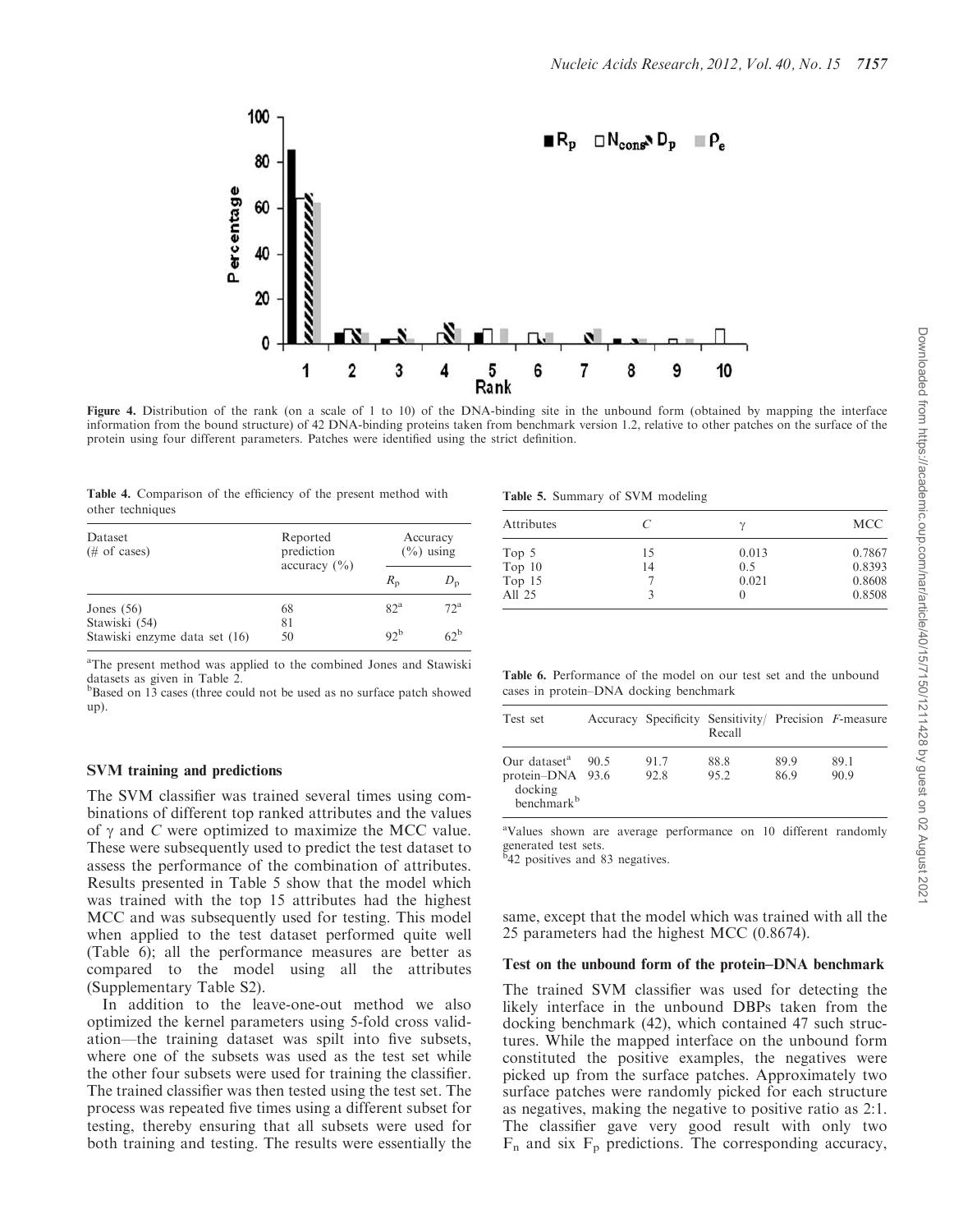**Figure 4.** Distribution of the rank (on a scale of 1 to 10) of the DNA-binding site in the unbound form (obtained by mapping the interface information from the bound structure) of 42 DNA-binding proteins taken from benchmark version 1.2, relative to other patches on the surface of the protein using four different parameters. Patches were identified using the strict definition.

**Table 4.** Comparison of the efficiency of the present method with other techniques

| Dataset (# of cases) | Reported prediction accuracy (%) | Accuracy (%) using | |
|---|---|---|---|
| | | $R_p$ | $D_p$ |
| Jones (56) | 68 | 82[a] | 72[a] |
| Stawiski (54) | 81 | | |
| Stawiski enzyme data set (16) | 50 | 92[b] | 62[b] |

[a]The present method was applied to the combined Jones and Stawiski datasets as given in Table 2.
[b]Based on 13 cases (three could not be used as no surface patch showed up).

**Table 5.** Summary of SVM modeling

| Attributes | $C$ | $\gamma$ | MCC |
|---|---|---|---|
| Top 5 | 15 | 0.013 | 0.7867 |
| Top 10 | 14 | 0.5 | 0.8393 |
| Top 15 | 7 | 0.021 | 0.8608 |
| All 25 | 3 | 0 | 0.8508 |

**Table 6.** Performance of the model on our test set and the unbound cases in protein–DNA docking benchmark

| Test set | Accuracy | Specificity | Sensitivity/ Recall | Precision | $F$-measure |
|---|---|---|---|---|---|
| Our dataset[a] | 90.5 | 91.7 | 88.8 | 89.9 | 89.1 |
| protein–DNA docking benchmark[b] | 93.6 | 92.8 | 95.2 | 86.9 | 90.9 |

[a]Values shown are average performance on 10 different randomly generated test sets.
[b]42 positives and 83 negatives.

### SVM training and predictions

The SVM classifier was trained several times using combinations of different top ranked attributes and the values of $\gamma$ and $C$ were optimized to maximize the MCC value. These were subsequently used to predict the test dataset to assess the performance of the combination of attributes. Results presented in Table 5 show that the model which was trained with the top 15 attributes had the highest MCC and was subsequently used for testing. This model when applied to the test dataset performed quite well (Table 6); all the performance measures are better as compared to the model using all the attributes (Supplementary Table S2).

In addition to the leave-one-out method we also optimized the kernel parameters using 5-fold cross validation—the training dataset was spilt into five subsets, where one of the subsets was used as the test set while the other four subsets were used for training the classifier. The trained classifier was then tested using the test set. The process was repeated five times using a different subset for testing, thereby ensuring that all subsets were used for both training and testing. The results were essentially the same, except that the model which was trained with all the 25 parameters had the highest MCC (0.8674).

### Test on the unbound form of the protein–DNA benchmark

The trained SVM classifier was used for detecting the likely interface in the unbound DBPs taken from the docking benchmark (42), which contained 47 such structures. While the mapped interface on the unbound form constituted the positive examples, the negatives were picked up from the surface patches. Approximately two surface patches were randomly picked for each structure as negatives, making the negative to positive ratio as 2:1. The classifier gave very good result with only two $F_n$ and six $F_p$ predictions. The corresponding accuracy,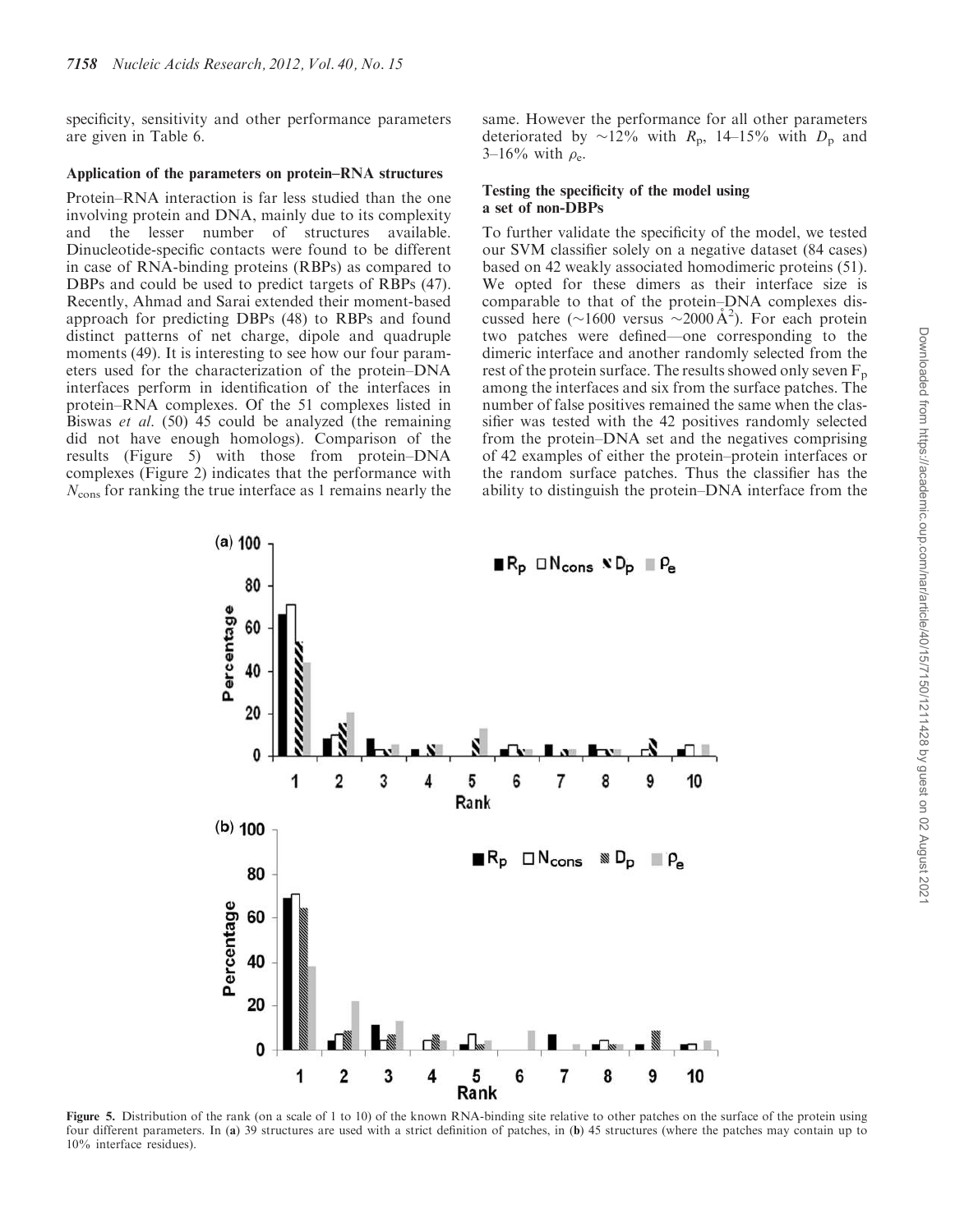specificity, sensitivity and other performance parameters are given in Table 6.

### Application of the parameters on protein–RNA structures

Protein–RNA interaction is far less studied than the one involving protein and DNA, mainly due to its complexity and the lesser number of structures available. Dinucleotide-specific contacts were found to be different in case of RNA-binding proteins (RBPs) as compared to DBPs and could be used to predict targets of RBPs (47). Recently, Ahmad and Sarai extended their moment-based approach for predicting DBPs (48) to RBPs and found distinct patterns of net charge, dipole and quadruple moments (49). It is interesting to see how our four parameters used for the characterization of the protein–DNA interfaces perform in identification of the interfaces in protein–RNA complexes. Of the 51 complexes listed in Biswas *et al.* (50) 45 could be analyzed (the remaining did not have enough homologs). Comparison of the results (Figure 5) with those from protein–DNA complexes (Figure 2) indicates that the performance with $N_{cons}$ for ranking the true interface as 1 remains nearly the same. However the performance for all other parameters deteriorated by ~12% with $R_p$, 14–15% with $D_p$ and 3–16% with $\rho_e$.

### Testing the specificity of the model using a set of non-DBPs

To further validate the specificity of the model, we tested our SVM classifier solely on a negative dataset (84 cases) based on 42 weakly associated homodimeric proteins (51). We opted for these dimers as their interface size is comparable to that of the protein–DNA complexes discussed here (~1600 versus ~2000 Å$^2$). For each protein two patches were defined—one corresponding to the dimeric interface and another randomly selected from the rest of the protein surface. The results showed only seven $F_p$ among the interfaces and six from the surface patches. The number of false positives remained the same when the classifier was tested with the 42 positives randomly selected from the protein–DNA set and the negatives comprising of 42 examples of either the protein–protein interfaces or the random surface patches. Thus the classifier has the ability to distinguish the protein–DNA interface from the

**Figure 5.** Distribution of the rank (on a scale of 1 to 10) of the known RNA-binding site relative to other patches on the surface of the protein using four different parameters. In (**a**) 39 structures are used with a strict definition of patches, in (**b**) 45 structures (where the patches may contain up to 10% interface residues).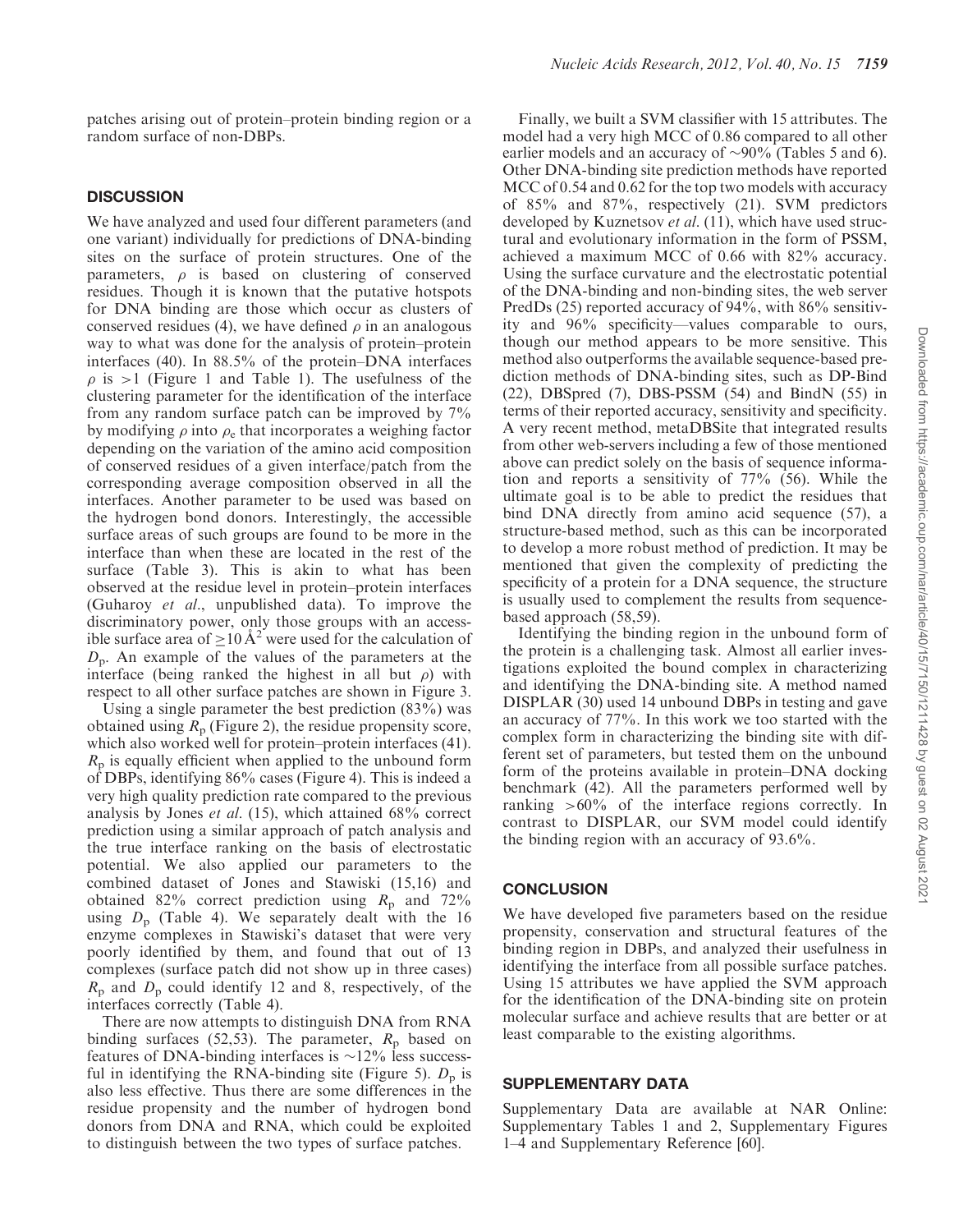patches arising out of protein–protein binding region or a random surface of non-DBPs.

## DISCUSSION

We have analyzed and used four different parameters (and one variant) individually for predictions of DNA-binding sites on the surface of protein structures. One of the parameters, $\rho$ is based on clustering of conserved residues. Though it is known that the putative hotspots for DNA binding are those which occur as clusters of conserved residues (4), we have defined $\rho$ in an analogous way to what was done for the analysis of protein–protein interfaces (40). In 88.5% of the protein–DNA interfaces $\rho$ is $>1$ (Figure 1 and Table 1). The usefulness of the clustering parameter for the identification of the interface from any random surface patch can be improved by 7% by modifying $\rho$ into $\rho_e$ that incorporates a weighing factor depending on the variation of the amino acid composition of conserved residues of a given interface/patch from the corresponding average composition observed in all the interfaces. Another parameter to be used was based on the hydrogen bond donors. Interestingly, the accessible surface areas of such groups are found to be more in the interface than when these are located in the rest of the surface (Table 3). This is akin to what has been observed at the residue level in protein–protein interfaces (Guharoy *et al.*, unpublished data). To improve the discriminatory power, only those groups with an accessible surface area of $\geq 10\,\text{Å}^2$ were used for the calculation of $D_p$. An example of the values of the parameters at the interface (being ranked the highest in all but $\rho$) with respect to all other surface patches are shown in Figure 3.

Using a single parameter the best prediction (83%) was obtained using $R_p$ (Figure 2), the residue propensity score, which also worked well for protein–protein interfaces (41). $R_p$ is equally efficient when applied to the unbound form of DBPs, identifying 86% cases (Figure 4). This is indeed a very high quality prediction rate compared to the previous analysis by Jones *et al.* (15), which attained 68% correct prediction using a similar approach of patch analysis and the true interface ranking on the basis of electrostatic potential. We also applied our parameters to the combined dataset of Jones and Stawiski (15,16) and obtained 82% correct prediction using $R_p$ and 72% using $D_p$ (Table 4). We separately dealt with the 16 enzyme complexes in Stawiski's dataset that were very poorly identified by them, and found that out of 13 complexes (surface patch did not show up in three cases) $R_p$ and $D_p$ could identify 12 and 8, respectively, of the interfaces correctly (Table 4).

There are now attempts to distinguish DNA from RNA binding surfaces (52,53). The parameter, $R_p$ based on features of DNA-binding interfaces is ~12% less successful in identifying the RNA-binding site (Figure 5). $D_p$ is also less effective. Thus there are some differences in the residue propensity and the number of hydrogen bond donors from DNA and RNA, which could be exploited to distinguish between the two types of surface patches.

Finally, we built a SVM classifier with 15 attributes. The model had a very high MCC of 0.86 compared to all other earlier models and an accuracy of ~90% (Tables 5 and 6). Other DNA-binding site prediction methods have reported MCC of 0.54 and 0.62 for the top two models with accuracy of 85% and 87%, respectively (21). SVM predictors developed by Kuznetsov *et al.* (11), which have used structural and evolutionary information in the form of PSSM, achieved a maximum MCC of 0.66 with 82% accuracy. Using the surface curvature and the electrostatic potential of the DNA-binding and non-binding sites, the web server PredDs (25) reported accuracy of 94%, with 86% sensitivity and 96% specificity—values comparable to ours, though our method appears to be more sensitive. This method also outperforms the available sequence-based prediction methods of DNA-binding sites, such as DP-Bind (22), DBSpred (7), DBS-PSSM (54) and BindN (55) in terms of their reported accuracy, sensitivity and specificity. A very recent method, metaDBSite that integrated results from other web-servers including a few of those mentioned above can predict solely on the basis of sequence information and reports a sensitivity of 77% (56). While the ultimate goal is to be able to predict the residues that bind DNA directly from amino acid sequence (57), a structure-based method, such as this can be incorporated to develop a more robust method of prediction. It may be mentioned that given the complexity of predicting the specificity of a protein for a DNA sequence, the structure is usually used to complement the results from sequence-based approach (58,59).

Identifying the binding region in the unbound form of the protein is a challenging task. Almost all earlier investigations exploited the bound complex in characterizing and identifying the DNA-binding site. A method named DISPLAR (30) used 14 unbound DBPs in testing and gave an accuracy of 77%. In this work we too started with the complex form in characterizing the binding site with different set of parameters, but tested them on the unbound form of the proteins available in protein–DNA docking benchmark (42). All the parameters performed well by ranking $>60\%$ of the interface regions correctly. In contrast to DISPLAR, our SVM model could identify the binding region with an accuracy of 93.6%.

## CONCLUSION

We have developed five parameters based on the residue propensity, conservation and structural features of the binding region in DBPs, and analyzed their usefulness in identifying the interface from all possible surface patches. Using 15 attributes we have applied the SVM approach for the identification of the DNA-binding site on protein molecular surface and achieve results that are better or at least comparable to the existing algorithms.

## SUPPLEMENTARY DATA

Supplementary Data are available at NAR Online: Supplementary Tables 1 and 2, Supplementary Figures 1–4 and Supplementary Reference [60].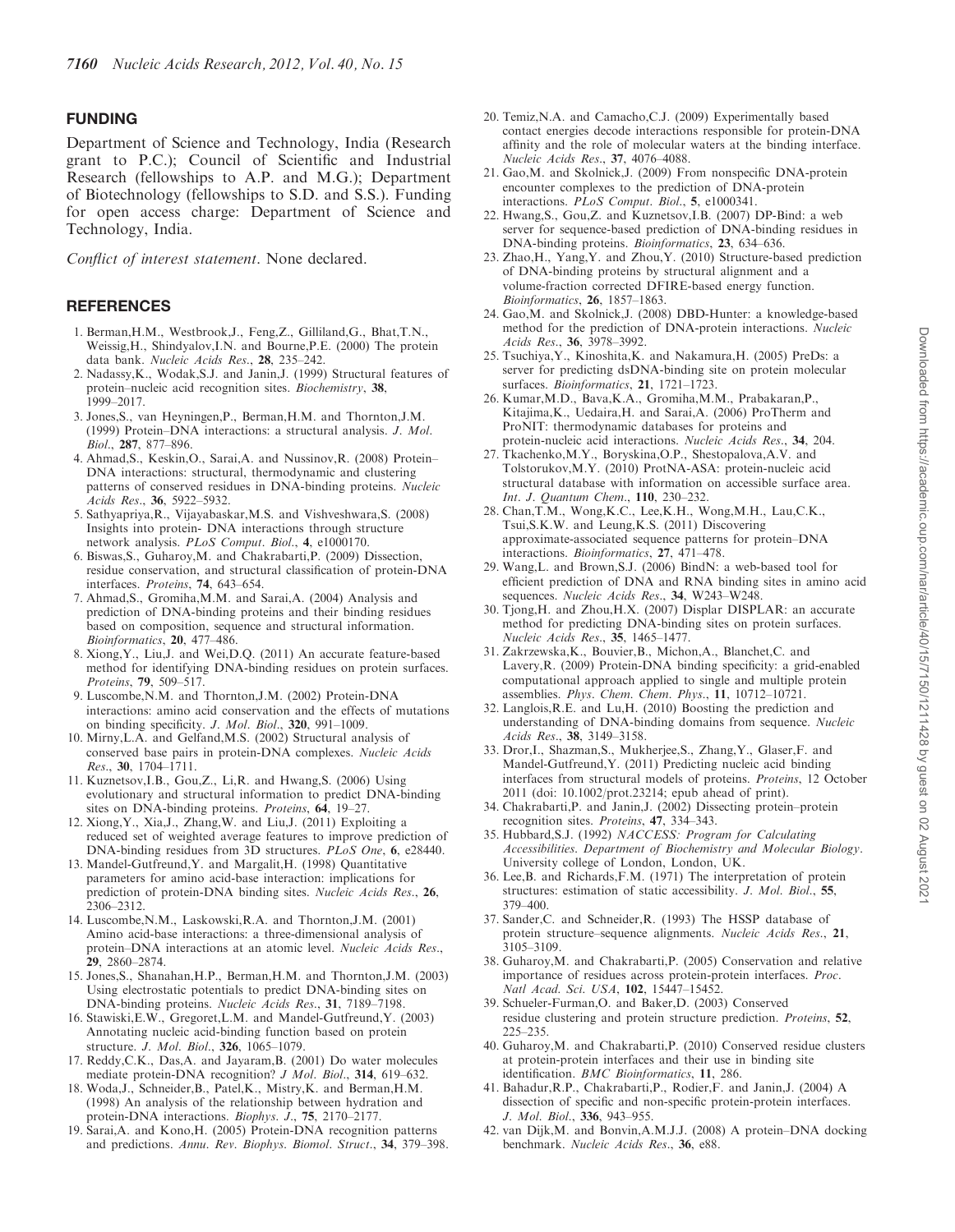## FUNDING

Department of Science and Technology, India (Research grant to P.C.); Council of Scientific and Industrial Research (fellowships to A.P. and M.G.); Department of Biotechnology (fellowships to S.D. and S.S.). Funding for open access charge: Department of Science and Technology, India.

*Conflict of interest statement*. None declared.

## REFERENCES

1. Berman,H.M., Westbrook,J., Feng,Z., Gilliland,G., Bhat,T.N., Weissig,H., Shindyalov,I.N. and Bourne,P.E. (2000) The protein data bank. *Nucleic Acids Res.*, **28**, 235–242.
2. Nadassy,K., Wodak,S.J. and Janin,J. (1999) Structural features of protein–nucleic acid recognition sites. *Biochemistry*, **38**, 1999–2017.
3. Jones,S., van Heyningen,P., Berman,H.M. and Thornton,J.M. (1999) Protein–DNA interactions: a structural analysis. *J. Mol. Biol.*, **287**, 877–896.
4. Ahmad,S., Keskin,O., Sarai,A. and Nussinov,R. (2008) Protein–DNA interactions: structural, thermodynamic and clustering patterns of conserved residues in DNA-binding proteins. *Nucleic Acids Res.*, **36**, 5922–5932.
5. Sathyapriya,R., Vijayabaskar,M.S. and Vishveshwara,S. (2008) Insights into protein- DNA interactions through structure network analysis. *PLoS Comput. Biol.*, **4**, e1000170.
6. Biswas,S., Guharoy,M. and Chakrabarti,P. (2009) Dissection, residue conservation, and structural classification of protein-DNA interfaces. *Proteins*, **74**, 643–654.
7. Ahmad,S., Gromiha,M.M. and Sarai,A. (2004) Analysis and prediction of DNA-binding proteins and their binding residues based on composition, sequence and structural information. *Bioinformatics*, **20**, 477–486.
8. Xiong,Y., Liu,J. and Wei,D.Q. (2011) An accurate feature-based method for identifying DNA-binding residues on protein surfaces. *Proteins*, **79**, 509–517.
9. Luscombe,N.M. and Thornton,J.M. (2002) Protein-DNA interactions: amino acid conservation and the effects of mutations on binding specificity. *J. Mol. Biol.*, **320**, 991–1009.
10. Mirny,L.A. and Gelfand,M.S. (2002) Structural analysis of conserved base pairs in protein-DNA complexes. *Nucleic Acids Res.*, **30**, 1704–1711.
11. Kuznetsov,I.B., Gou,Z., Li,R. and Hwang,S. (2006) Using evolutionary and structural information to predict DNA-binding sites on DNA-binding proteins. *Proteins*, **64**, 19–27.
12. Xiong,Y., Xia,J., Zhang,W. and Liu,J. (2011) Exploiting a reduced set of weighted average features to improve prediction of DNA-binding residues from 3D structures. *PLoS One*, **6**, e28440.
13. Mandel-Gutfreund,Y. and Margalit,H. (1998) Quantitative parameters for amino acid-base interaction: implications for prediction of protein-DNA binding sites. *Nucleic Acids Res.*, **26**, 2306–2312.
14. Luscombe,N.M., Laskowski,R.A. and Thornton,J.M. (2001) Amino acid-base interactions: a three-dimensional analysis of protein–DNA interactions at an atomic level. *Nucleic Acids Res.*, **29**, 2860–2874.
15. Jones,S., Shanahan,H.P., Berman,H.M. and Thornton,J.M. (2003) Using electrostatic potentials to predict DNA-binding sites on DNA-binding proteins. *Nucleic Acids Res.*, **31**, 7189–7198.
16. Stawiski,E.W., Gregoret,L.M. and Mandel-Gutfreund,Y. (2003) Annotating nucleic acid-binding function based on protein structure. *J. Mol. Biol.*, **326**, 1065–1079.
17. Reddy,C.K., Das,A. and Jayaram,B. (2001) Do water molecules mediate protein-DNA recognition? *J Mol. Biol.*, **314**, 619–632.
18. Woda,J., Schneider,B., Patel,K., Mistry,K. and Berman,H.M. (1998) An analysis of the relationship between hydration and protein-DNA interactions. *Biophys. J.*, **75**, 2170–2177.
19. Sarai,A. and Kono,H. (2005) Protein-DNA recognition patterns and predictions. *Annu. Rev. Biophys. Biomol. Struct.*, **34**, 379–398.
20. Temiz,N.A. and Camacho,C.J. (2009) Experimentally based contact energies decode interactions responsible for protein-DNA affinity and the role of molecular waters at the binding interface. *Nucleic Acids Res.*, **37**, 4076–4088.
21. Gao,M. and Skolnick,J. (2009) From nonspecific DNA-protein encounter complexes to the prediction of DNA-protein interactions. *PLoS Comput. Biol.*, **5**, e1000341.
22. Hwang,S., Gou,Z. and Kuznetsov,I.B. (2007) DP-Bind: a web server for sequence-based prediction of DNA-binding residues in DNA-binding proteins. *Bioinformatics*, **23**, 634–636.
23. Zhao,H., Yang,Y. and Zhou,Y. (2010) Structure-based prediction of DNA-binding proteins by structural alignment and a volume-fraction corrected DFIRE-based energy function. *Bioinformatics*, **26**, 1857–1863.
24. Gao,M. and Skolnick,J. (2008) DBD-Hunter: a knowledge-based method for the prediction of DNA-protein interactions. *Nucleic Acids Res.*, **36**, 3978–3992.
25. Tsuchiya,Y., Kinoshita,K. and Nakamura,H. (2005) PreDs: a server for predicting dsDNA-binding site on protein molecular surfaces. *Bioinformatics*, **21**, 1721–1723.
26. Kumar,M.D., Bava,K.A., Gromiha,M.M., Prabakaran,P., Kitajima,K., Uedaira,H. and Sarai,A. (2006) ProTherm and ProNIT: thermodynamic databases for proteins and protein-nucleic acid interactions. *Nucleic Acids Res.*, **34**, 204.
27. Tkachenko,M.Y., Boryskina,O.P., Shestopalova,A.V. and Tolstorukov,M.Y. (2010) ProtNA-ASA: protein-nucleic acid structural database with information on accessible surface area. *Int. J. Quantum Chem.*, **110**, 230–232.
28. Chan,T.M., Wong,K.C., Lee,K.H., Wong,M.H., Lau,C.K., Tsui,S.K.W. and Leung,K.S. (2011) Discovering approximate-associated sequence patterns for protein–DNA interactions. *Bioinformatics*, **27**, 471–478.
29. Wang,L. and Brown,S.J. (2006) BindN: a web-based tool for efficient prediction of DNA and RNA binding sites in amino acid sequences. *Nucleic Acids Res.*, **34**, W243–W248.
30. Tjong,H. and Zhou,H.X. (2007) Displar DISPLAR: an accurate method for predicting DNA-binding sites on protein surfaces. *Nucleic Acids Res.*, **35**, 1465–1477.
31. Zakrzewska,K., Bouvier,B., Michon,A., Blanchet,C. and Lavery,R. (2009) Protein-DNA binding specificity: a grid-enabled computational approach applied to single and multiple protein assemblies. *Phys. Chem. Chem. Phys.*, **11**, 10712–10721.
32. Langlois,R.E. and Lu,H. (2010) Boosting the prediction and understanding of DNA-binding domains from sequence. *Nucleic Acids Res.*, **38**, 3149–3158.
33. Dror,I., Shazman,S., Mukherjee,S., Zhang,Y., Glaser,F. and Mandel-Gutfreund,Y. (2011) Predicting nucleic acid binding interfaces from structural models of proteins. *Proteins*, 12 October 2011 (doi: 10.1002/prot.23214; epub ahead of print).
34. Chakrabarti,P. and Janin,J. (2002) Dissecting protein–protein recognition sites. *Proteins*, **47**, 334–343.
35. Hubbard,S.J. (1992) *NACCESS: Program for Calculating Accessibilities. Department of Biochemistry and Molecular Biology*. University college of London, London, UK.
36. Lee,B. and Richards,F.M. (1971) The interpretation of protein structures: estimation of static accessibility. *J. Mol. Biol.*, **55**, 379–400.
37. Sander,C. and Schneider,R. (1993) The HSSP database of protein structure–sequence alignments. *Nucleic Acids Res.*, **21**, 3105–3109.
38. Guharoy,M. and Chakrabarti,P. (2005) Conservation and relative importance of residues across protein-protein interfaces. *Proc. Natl Acad. Sci. USA*, **102**, 15447–15452.
39. Schueler-Furman,O. and Baker,D. (2003) Conserved residue clustering and protein structure prediction. *Proteins*, **52**, 225–235.
40. Guharoy,M. and Chakrabarti,P. (2010) Conserved residue clusters at protein-protein interfaces and their use in binding site identification. *BMC Bioinformatics*, **11**, 286.
41. Bahadur,R.P., Chakrabarti,P., Rodier,F. and Janin,J. (2004) A dissection of specific and non-specific protein-protein interfaces. *J. Mol. Biol.*, **336**, 943–955.
42. van Dijk,M. and Bonvin,A.M.J.J. (2008) A protein–DNA docking benchmark. *Nucleic Acids Res.*, **36**, e88.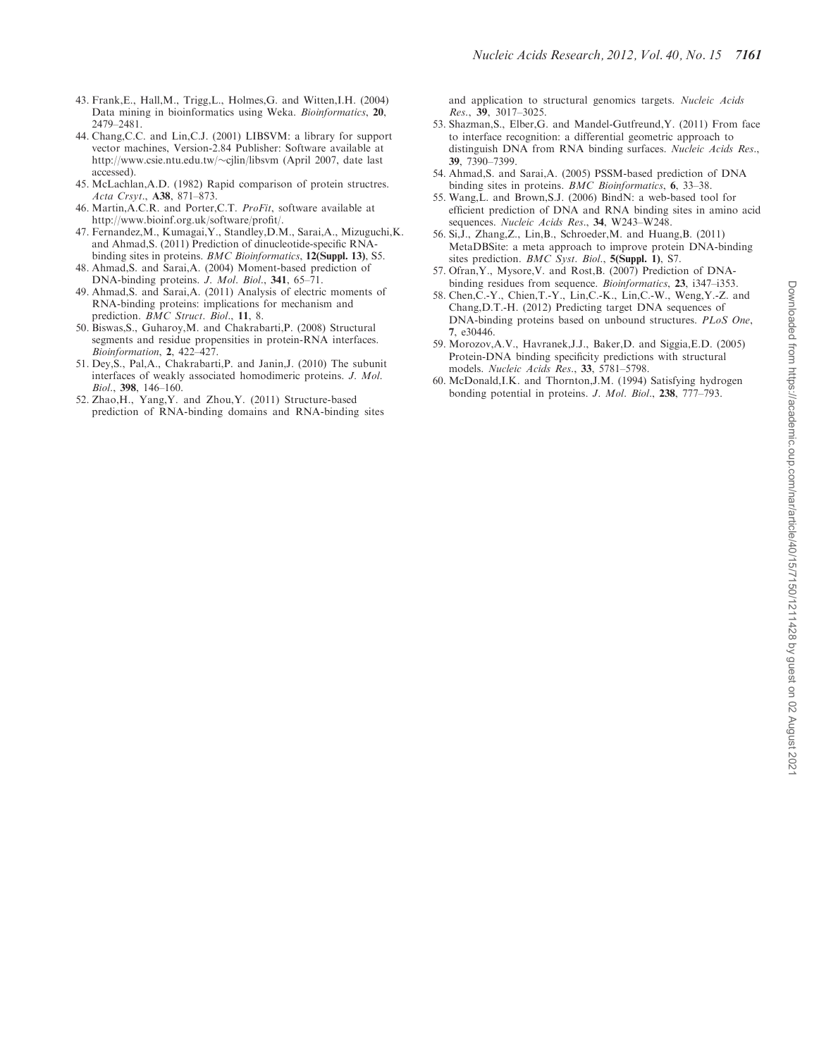43. Frank,E., Hall,M., Trigg,L., Holmes,G. and Witten,I.H. (2004) Data mining in bioinformatics using Weka. *Bioinformatics*, **20**, 2479–2481.
44. Chang,C.C. and Lin,C.J. (2001) LIBSVM: a library for support vector machines, Version-2.84 Publisher: Software available at http://www.csie.ntu.edu.tw/~cjlin/libsvm (April 2007, date last accessed).
45. McLachlan,A.D. (1982) Rapid comparison of protein structres. *Acta Crsyt.*, **A38**, 871–873.
46. Martin,A.C.R. and Porter,C.T. *ProFit*, software available at http://www.bioinf.org.uk/software/profit/.
47. Fernandez,M., Kumagai,Y., Standley,D.M., Sarai,A., Mizuguchi,K. and Ahmad,S. (2011) Prediction of dinucleotide-specific RNA-binding sites in proteins. *BMC Bioinformatics*, **12(Suppl. 13)**, S5.
48. Ahmad,S. and Sarai,A. (2004) Moment-based prediction of DNA-binding proteins. *J. Mol. Biol.*, **341**, 65–71.
49. Ahmad,S. and Sarai,A. (2011) Analysis of electric moments of RNA-binding proteins: implications for mechanism and prediction. *BMC Struct. Biol.*, **11**, 8.
50. Biswas,S., Guharoy,M. and Chakrabarti,P. (2008) Structural segments and residue propensities in protein-RNA interfaces. *Bioinformation*, **2**, 422–427.
51. Dey,S., Pal,A., Chakrabarti,P. and Janin,J. (2010) The subunit interfaces of weakly associated homodimeric proteins. *J. Mol. Biol.*, **398**, 146–160.
52. Zhao,H., Yang,Y. and Zhou,Y. (2011) Structure-based prediction of RNA-binding domains and RNA-binding sites and application to structural genomics targets. *Nucleic Acids Res.*, **39**, 3017–3025.
53. Shazman,S., Elber,G. and Mandel-Gutfreund,Y. (2011) From face to interface recognition: a differential geometric approach to distinguish DNA from RNA binding surfaces. *Nucleic Acids Res.*, **39**, 7390–7399.
54. Ahmad,S. and Sarai,A. (2005) PSSM-based prediction of DNA binding sites in proteins. *BMC Bioinformatics*, **6**, 33–38.
55. Wang,L. and Brown,S.J. (2006) BindN: a web-based tool for efficient prediction of DNA and RNA binding sites in amino acid sequences. *Nucleic Acids Res.*, **34**, W243–W248.
56. Si,J., Zhang,Z., Lin,B., Schroeder,M. and Huang,B. (2011) MetaDBSite: a meta approach to improve protein DNA-binding sites prediction. *BMC Syst. Biol.*, **5(Suppl. 1)**, S7.
57. Ofran,Y., Mysore,V. and Rost,B. (2007) Prediction of DNA-binding residues from sequence. *Bioinformatics*, **23**, i347–i353.
58. Chen,C.-Y., Chien,T.-Y., Lin,C.-K., Lin,C.-W., Weng,Y.-Z. and Chang,D.T.-H. (2012) Predicting target DNA sequences of DNA-binding proteins based on unbound structures. *PLoS One*, **7**, e30446.
59. Morozov,A.V., Havranek,J.J., Baker,D. and Siggia,E.D. (2005) Protein-DNA binding specificity predictions with structural models. *Nucleic Acids Res.*, **33**, 5781–5798.
60. McDonald,I.K. and Thornton,J.M. (1994) Satisfying hydrogen bonding potential in proteins. *J. Mol. Biol.*, **238**, 777–793.